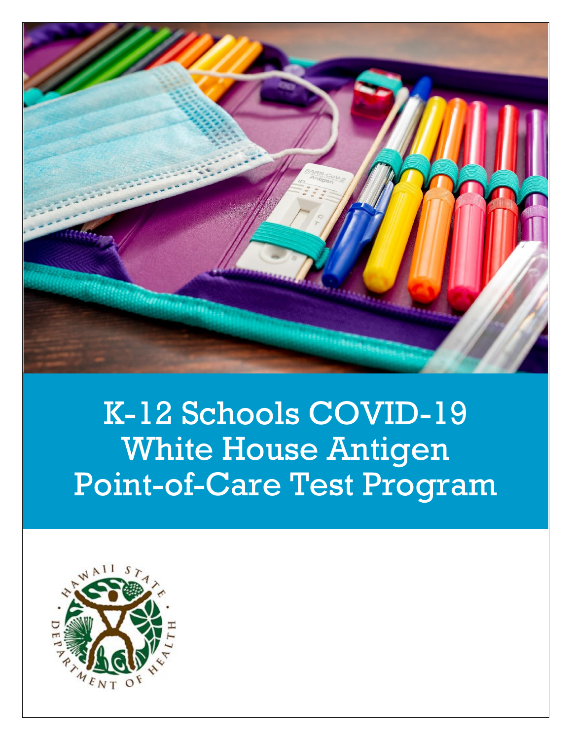# K-12 Schools COVID-19 White House Antigen Point-of-Care Test Program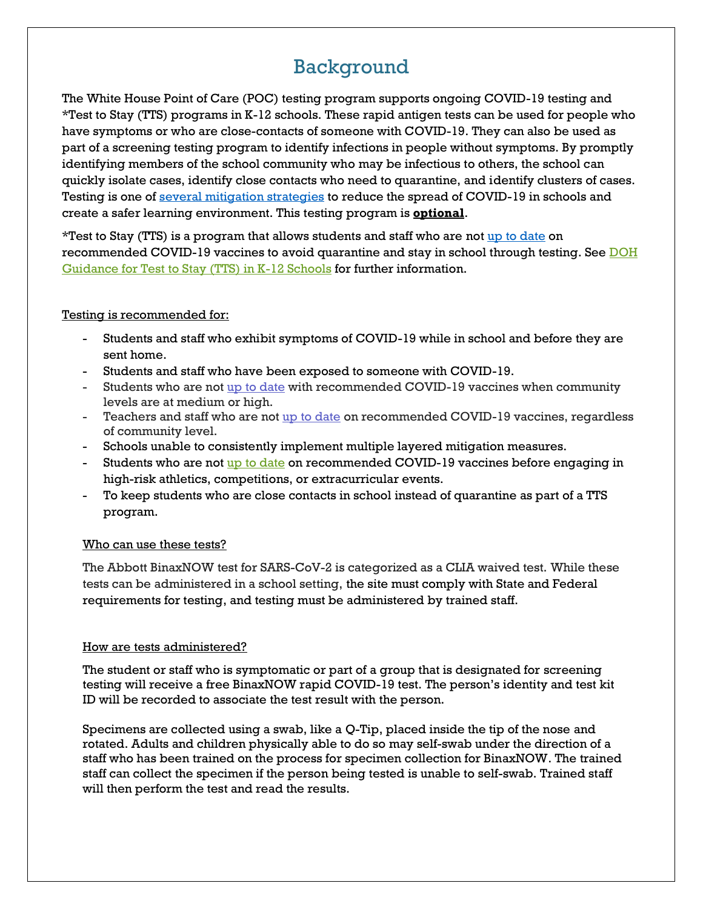# Background

The White House Point of Care (POC) testing program supports ongoing COVID-19 testing and *Test to Stay (TTS) programs in K-12 schools. These rapid antigen tests can be used for people who have symptoms or who are close-contacts of someone with COVID-19. They can also be used as part of a screening testing program to identify infections in people without symptoms. By promptly identifying members of the school community who may be infectious to others, the school can quickly isolate cases, identify close contacts who need to quarantine, and identify clusters of cases. Testing is one of [several mitigation strategies]() to reduce the spread of COVID-19 in schools and create a safer learning environment. This testing program is **optional**.

*Test to Stay (TTS) is a program that allows students and staff who are not [up to date]() on recommended COVID-19 vaccines to avoid quarantine and stay in school through testing. See [DOH Guidance for Test to Stay (TTS) in K-12 Schools]() for further information.

Testing is recommended for:

- Students and staff who exhibit symptoms of COVID-19 while in school and before they are sent home.
- Students and staff who have been exposed to someone with COVID-19.
- Students who are not [up to date]() with recommended COVID-19 vaccines when community levels are at medium or high.
- Teachers and staff who are not [up to date]() on recommended COVID-19 vaccines, regardless of community level.
- Schools unable to consistently implement multiple layered mitigation measures.
- Students who are not [up to date]() on recommended COVID-19 vaccines before engaging in high-risk athletics, competitions, or extracurricular events.
- To keep students who are close contacts in school instead of quarantine as part of a TTS program.

Who can use these tests?

The Abbott BinaxNOW test for SARS-CoV-2 is categorized as a CLIA waived test. While these tests can be administered in a school setting, the site must comply with State and Federal requirements for testing, and testing must be administered by trained staff.

How are tests administered?

The student or staff who is symptomatic or part of a group that is designated for screening testing will receive a free BinaxNOW rapid COVID-19 test. The person's identity and test kit ID will be recorded to associate the test result with the person.

Specimens are collected using a swab, like a Q-Tip, placed inside the tip of the nose and rotated. Adults and children physically able to do so may self-swab under the direction of a staff who has been trained on the process for specimen collection for BinaxNOW. The trained staff can collect the specimen if the person being tested is unable to self-swab. Trained staff will then perform the test and read the results.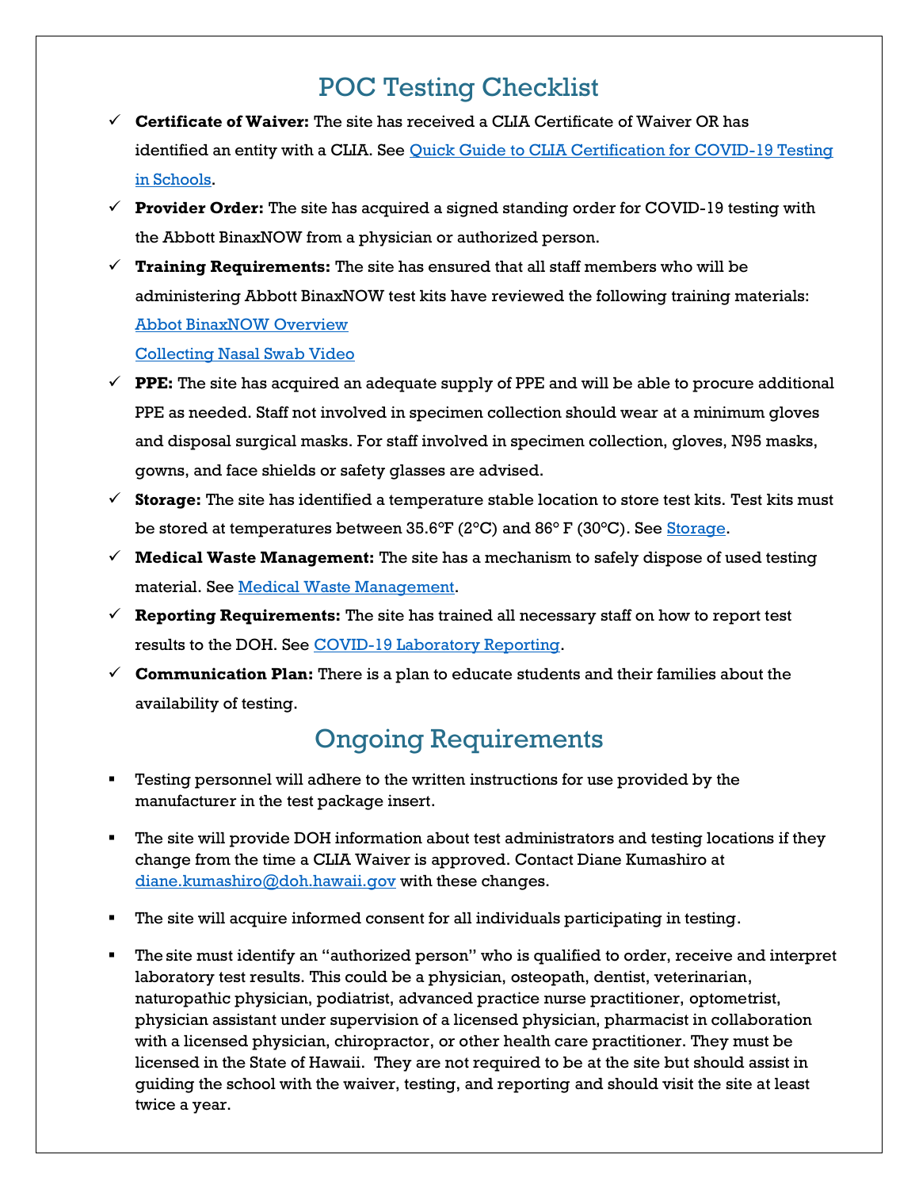# POC Testing Checklist

- ✓ **Certificate of Waiver:** The site has received a CLIA Certificate of Waiver OR has identified an entity with a CLIA. See Quick Guide to CLIA Certification for COVID-19 Testing in Schools.
- ✓ **Provider Order:** The site has acquired a signed standing order for COVID-19 testing with the Abbott BinaxNOW from a physician or authorized person.
- ✓ **Training Requirements:** The site has ensured that all staff members who will be administering Abbott BinaxNOW test kits have reviewed the following training materials:
  Abbot BinaxNOW Overview
  Collecting Nasal Swab Video
- ✓ **PPE:** The site has acquired an adequate supply of PPE and will be able to procure additional PPE as needed. Staff not involved in specimen collection should wear at a minimum gloves and disposal surgical masks. For staff involved in specimen collection, gloves, N95 masks, gowns, and face shields or safety glasses are advised.
- ✓ **Storage:** The site has identified a temperature stable location to store test kits. Test kits must be stored at temperatures between 35.6°F (2°C) and 86° F (30°C). See Storage.
- ✓ **Medical Waste Management:** The site has a mechanism to safely dispose of used testing material. See Medical Waste Management.
- ✓ **Reporting Requirements:** The site has trained all necessary staff on how to report test results to the DOH. See COVID-19 Laboratory Reporting.
- ✓ **Communication Plan:** There is a plan to educate students and their families about the availability of testing.

# Ongoing Requirements

- Testing personnel will adhere to the written instructions for use provided by the manufacturer in the test package insert.
- The site will provide DOH information about test administrators and testing locations if they change from the time a CLIA Waiver is approved. Contact Diane Kumashiro at diane.kumashiro@doh.hawaii.gov with these changes.
- The site will acquire informed consent for all individuals participating in testing.
- The site must identify an "authorized person" who is qualified to order, receive and interpret laboratory test results. This could be a physician, osteopath, dentist, veterinarian, naturopathic physician, podiatrist, advanced practice nurse practitioner, optometrist, physician assistant under supervision of a licensed physician, pharmacist in collaboration with a licensed physician, chiropractor, or other health care practitioner. They must be licensed in the State of Hawaii. They are not required to be at the site but should assist in guiding the school with the waiver, testing, and reporting and should visit the site at least twice a year.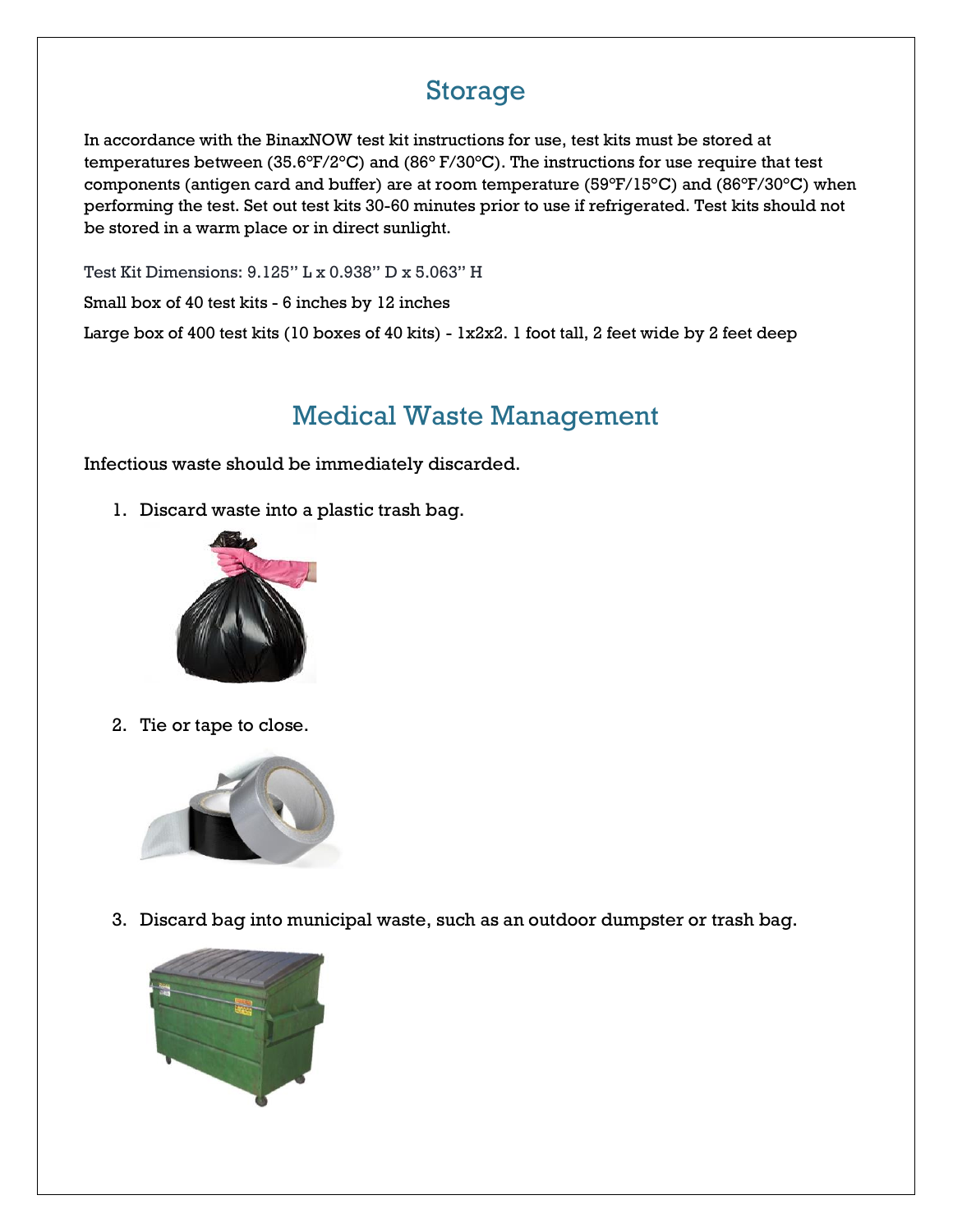# Storage

In accordance with the BinaxNOW test kit instructions for use, test kits must be stored at temperatures between (35.6°F/2°C) and (86° F/30°C). The instructions for use require that test components (antigen card and buffer) are at room temperature (59°F/15°C) and (86°F/30°C) when performing the test. Set out test kits 30-60 minutes prior to use if refrigerated. Test kits should not be stored in a warm place or in direct sunlight.

Test Kit Dimensions: 9.125" L x 0.938" D x 5.063" H

Small box of 40 test kits - 6 inches by 12 inches

Large box of 400 test kits (10 boxes of 40 kits) - 1x2x2. 1 foot tall, 2 feet wide by 2 feet deep

# Medical Waste Management

Infectious waste should be immediately discarded.

1. Discard waste into a plastic trash bag.
2. Tie or tape to close.
3. Discard bag into municipal waste, such as an outdoor dumpster or trash bag.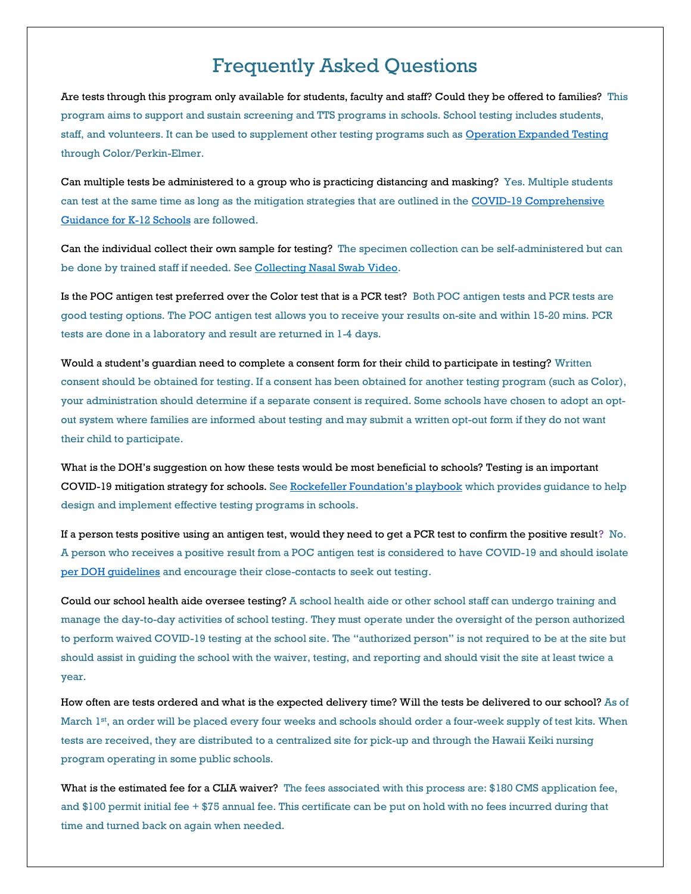# Frequently Asked Questions

Are tests through this program only available for students, faculty and staff? Could they be offered to families? This program aims to support and sustain screening and TTS programs in schools. School testing includes students, staff, and volunteers. It can be used to supplement other testing programs such as Operation Expanded Testing through Color/Perkin-Elmer.

Can multiple tests be administered to a group who is practicing distancing and masking? Yes. Multiple students can test at the same time as long as the mitigation strategies that are outlined in the COVID-19 Comprehensive Guidance for K-12 Schools are followed.

Can the individual collect their own sample for testing? The specimen collection can be self-administered but can be done by trained staff if needed. See Collecting Nasal Swab Video.

Is the POC antigen test preferred over the Color test that is a PCR test? Both POC antigen tests and PCR tests are good testing options. The POC antigen test allows you to receive your results on-site and within 15-20 mins. PCR tests are done in a laboratory and result are returned in 1-4 days.

Would a student's guardian need to complete a consent form for their child to participate in testing? Written consent should be obtained for testing. If a consent has been obtained for another testing program (such as Color), your administration should determine if a separate consent is required. Some schools have chosen to adopt an opt-out system where families are informed about testing and may submit a written opt-out form if they do not want their child to participate.

What is the DOH's suggestion on how these tests would be most beneficial to schools? Testing is an important COVID-19 mitigation strategy for schools. See Rockefeller Foundation's playbook which provides guidance to help design and implement effective testing programs in schools.

If a person tests positive using an antigen test, would they need to get a PCR test to confirm the positive result? No. A person who receives a positive result from a POC antigen test is considered to have COVID-19 and should isolate per DOH guidelines and encourage their close-contacts to seek out testing.

Could our school health aide oversee testing? A school health aide or other school staff can undergo training and manage the day-to-day activities of school testing. They must operate under the oversight of the person authorized to perform waived COVID-19 testing at the school site. The "authorized person" is not required to be at the site but should assist in guiding the school with the waiver, testing, and reporting and should visit the site at least twice a year.

How often are tests ordered and what is the expected delivery time? Will the tests be delivered to our school? As of March 1st, an order will be placed every four weeks and schools should order a four-week supply of test kits. When tests are received, they are distributed to a centralized site for pick-up and through the Hawaii Keiki nursing program operating in some public schools.

What is the estimated fee for a CLIA waiver? The fees associated with this process are: $180 CMS application fee, and $100 permit initial fee + $75 annual fee. This certificate can be put on hold with no fees incurred during that time and turned back on again when needed.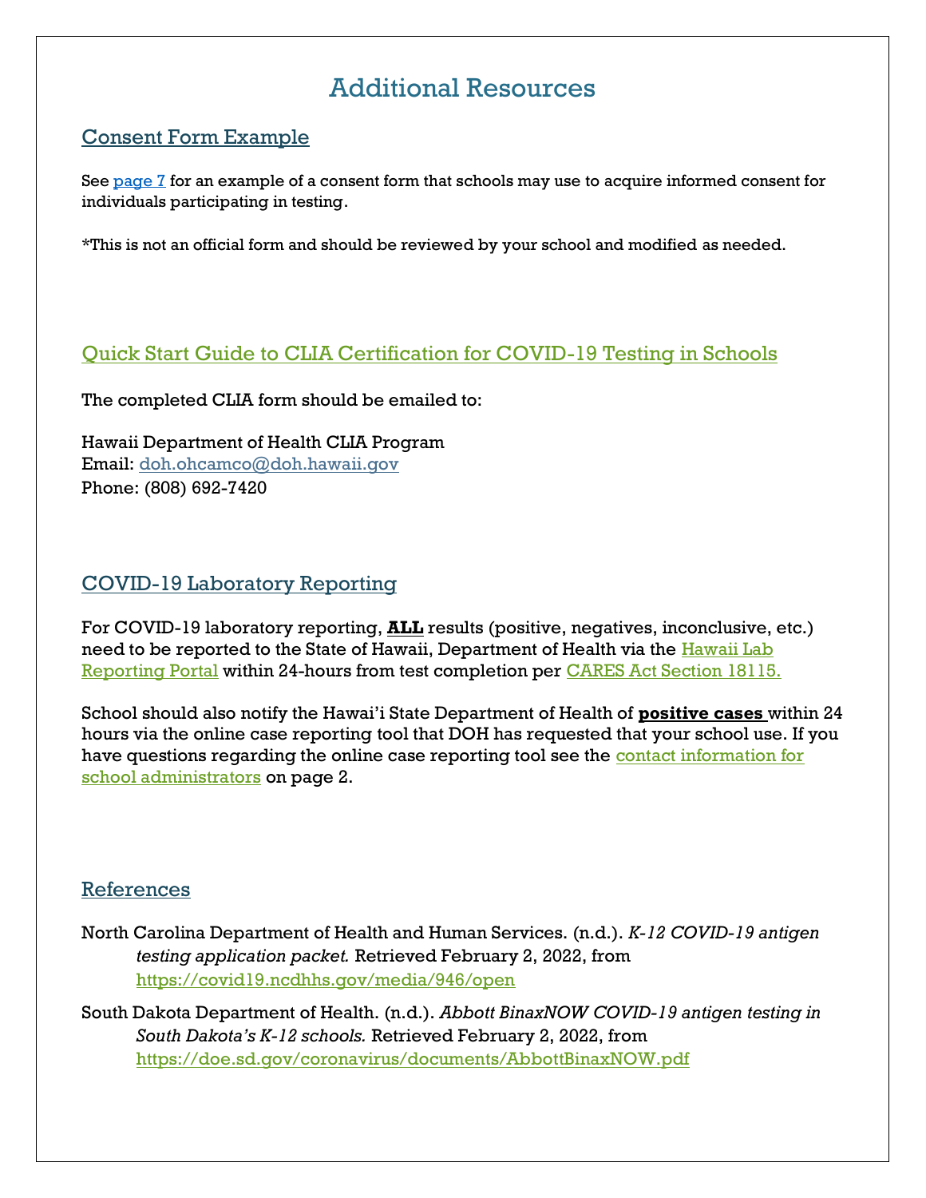# Additional Resources

## Consent Form Example

See [page 7](#) for an example of a consent form that schools may use to acquire informed consent for individuals participating in testing.

*This is not an official form and should be reviewed by your school and modified as needed.

## Quick Start Guide to CLIA Certification for COVID-19 Testing in Schools

The completed CLIA form should be emailed to:

Hawaii Department of Health CLIA Program
Email: doh.ohcamco@doh.hawaii.gov
Phone: (808) 692-7420

## COVID-19 Laboratory Reporting

For COVID-19 laboratory reporting, **ALL** results (positive, negatives, inconclusive, etc.) need to be reported to the State of Hawaii, Department of Health via the Hawaii Lab Reporting Portal within 24-hours from test completion per CARES Act Section 18115.

School should also notify the Hawai'i State Department of Health of **positive cases** within 24 hours via the online case reporting tool that DOH has requested that your school use. If you have questions regarding the online case reporting tool see the contact information for school administrators on page 2.

## References

North Carolina Department of Health and Human Services. (n.d.). *K-12 COVID-19 antigen testing application packet.* Retrieved February 2, 2022, from https://covid19.ncdhhs.gov/media/946/open

South Dakota Department of Health. (n.d.). *Abbott BinaxNOW COVID-19 antigen testing in South Dakota's K-12 schools.* Retrieved February 2, 2022, from https://doe.sd.gov/coronavirus/documents/AbbottBinaxNOW.pdf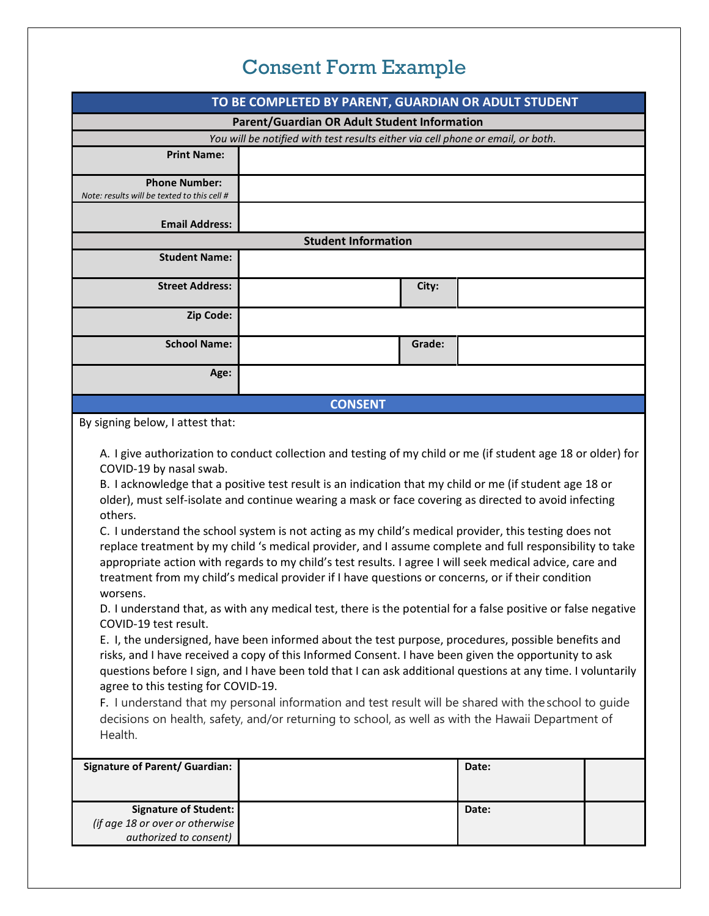# Consent Form Example

| TO BE COMPLETED BY PARENT, GUARDIAN OR ADULT STUDENT | | | |
|---|---|---|---|
| **Parent/Guardian OR Adult Student Information** | | | |
| *You will be notified with test results either via cell phone or email, or both.* | | | |
| **Print Name:** | | | |
| **Phone Number:** *Note: results will be texted to this cell #* | | | |
| **Email Address:** | | | |
| **Student Information** | | | |
| **Student Name:** | | | |
| **Street Address:** | | **City:** | |
| **Zip Code:** | | | |
| **School Name:** | | **Grade:** | |
| **Age:** | | | |

## CONSENT

By signing below, I attest that:

A. I give authorization to conduct collection and testing of my child or me (if student age 18 or older) for COVID-19 by nasal swab.

B. I acknowledge that a positive test result is an indication that my child or me (if student age 18 or older), must self-isolate and continue wearing a mask or face covering as directed to avoid infecting others.

C. I understand the school system is not acting as my child's medical provider, this testing does not replace treatment by my child 's medical provider, and I assume complete and full responsibility to take appropriate action with regards to my child's test results. I agree I will seek medical advice, care and treatment from my child's medical provider if I have questions or concerns, or if their condition worsens.

D. I understand that, as with any medical test, there is the potential for a false positive or false negative COVID-19 test result.

E. I, the undersigned, have been informed about the test purpose, procedures, possible benefits and risks, and I have received a copy of this Informed Consent. I have been given the opportunity to ask questions before I sign, and I have been told that I can ask additional questions at any time. I voluntarily agree to this testing for COVID-19.

F. I understand that my personal information and test result will be shared with the school to guide decisions on health, safety, and/or returning to school, as well as with the Hawaii Department of Health.

| | | | |
|---|---|---|---|
| **Signature of Parent/ Guardian:** | | **Date:** | |
| **Signature of Student:** *(if age 18 or over or otherwise authorized to consent)* | | **Date:** | |